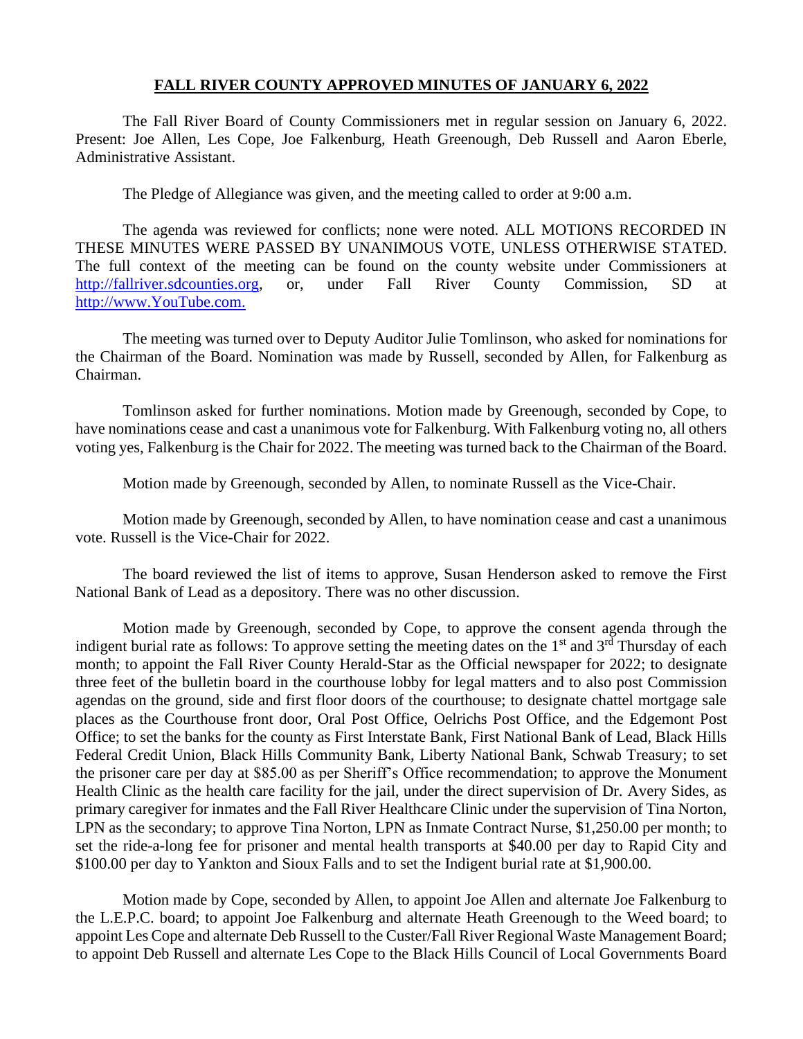## **FALL RIVER COUNTY APPROVED MINUTES OF JANUARY 6, 2022**

The Fall River Board of County Commissioners met in regular session on January 6, 2022. Present: Joe Allen, Les Cope, Joe Falkenburg, Heath Greenough, Deb Russell and Aaron Eberle, Administrative Assistant.

The Pledge of Allegiance was given, and the meeting called to order at 9:00 a.m.

The agenda was reviewed for conflicts; none were noted. ALL MOTIONS RECORDED IN THESE MINUTES WERE PASSED BY UNANIMOUS VOTE, UNLESS OTHERWISE STATED. The full context of the meeting can be found on the county website under Commissioners at http://fallriver.sdcounties.org, or, under Fall River County Commission, SD at http://www.YouTube.com.

The meeting was turned over to Deputy Auditor Julie Tomlinson, who asked for nominations for the Chairman of the Board. Nomination was made by Russell, seconded by Allen, for Falkenburg as Chairman.

Tomlinson asked for further nominations. Motion made by Greenough, seconded by Cope, to have nominations cease and cast a unanimous vote for Falkenburg. With Falkenburg voting no, all others voting yes, Falkenburg is the Chair for 2022. The meeting was turned back to the Chairman of the Board.

Motion made by Greenough, seconded by Allen, to nominate Russell as the Vice-Chair.

Motion made by Greenough, seconded by Allen, to have nomination cease and cast a unanimous vote. Russell is the Vice-Chair for 2022.

The board reviewed the list of items to approve, Susan Henderson asked to remove the First National Bank of Lead as a depository. There was no other discussion.

Motion made by Greenough, seconded by Cope, to approve the consent agenda through the indigent burial rate as follows: To approve setting the meeting dates on the 1st and 3rd Thursday of each month; to appoint the Fall River County Herald-Star as the Official newspaper for 2022; to designate three feet of the bulletin board in the courthouse lobby for legal matters and to also post Commission agendas on the ground, side and first floor doors of the courthouse; to designate chattel mortgage sale places as the Courthouse front door, Oral Post Office, Oelrichs Post Office, and the Edgemont Post Office; to set the banks for the county as First Interstate Bank, First National Bank of Lead, Black Hills Federal Credit Union, Black Hills Community Bank, Liberty National Bank, Schwab Treasury; to set the prisoner care per day at $85.00 as per Sheriff's Office recommendation; to approve the Monument Health Clinic as the health care facility for the jail, under the direct supervision of Dr. Avery Sides, as primary caregiver for inmates and the Fall River Healthcare Clinic under the supervision of Tina Norton, LPN as the secondary; to approve Tina Norton, LPN as Inmate Contract Nurse, $1,250.00 per month; to set the ride-a-long fee for prisoner and mental health transports at $40.00 per day to Rapid City and $100.00 per day to Yankton and Sioux Falls and to set the Indigent burial rate at $1,900.00.

Motion made by Cope, seconded by Allen, to appoint Joe Allen and alternate Joe Falkenburg to the L.E.P.C. board; to appoint Joe Falkenburg and alternate Heath Greenough to the Weed board; to appoint Les Cope and alternate Deb Russell to the Custer/Fall River Regional Waste Management Board; to appoint Deb Russell and alternate Les Cope to the Black Hills Council of Local Governments Board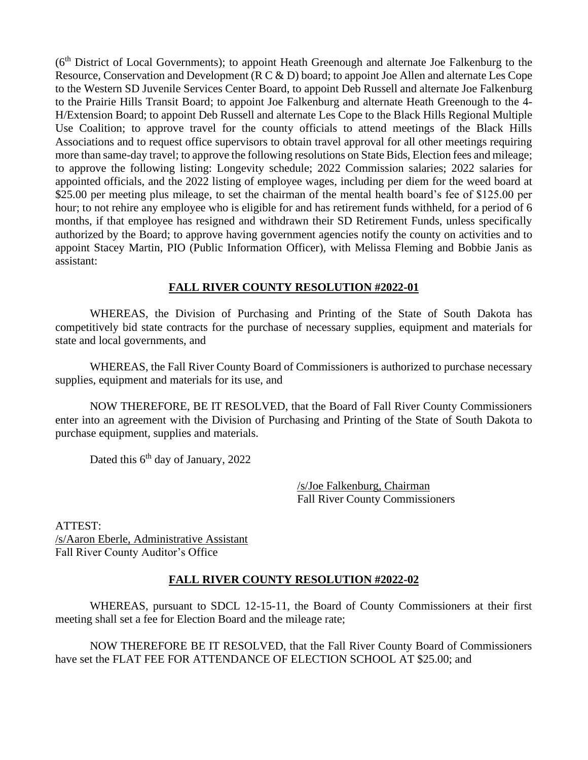(6th District of Local Governments); to appoint Heath Greenough and alternate Joe Falkenburg to the Resource, Conservation and Development (R C & D) board; to appoint Joe Allen and alternate Les Cope to the Western SD Juvenile Services Center Board, to appoint Deb Russell and alternate Joe Falkenburg to the Prairie Hills Transit Board; to appoint Joe Falkenburg and alternate Heath Greenough to the 4-H/Extension Board; to appoint Deb Russell and alternate Les Cope to the Black Hills Regional Multiple Use Coalition; to approve travel for the county officials to attend meetings of the Black Hills Associations and to request office supervisors to obtain travel approval for all other meetings requiring more than same-day travel; to approve the following resolutions on State Bids, Election fees and mileage; to approve the following listing: Longevity schedule; 2022 Commission salaries; 2022 salaries for appointed officials, and the 2022 listing of employee wages, including per diem for the weed board at $25.00 per meeting plus mileage, to set the chairman of the mental health board's fee of $125.00 per hour; to not rehire any employee who is eligible for and has retirement funds withheld, for a period of 6 months, if that employee has resigned and withdrawn their SD Retirement Funds, unless specifically authorized by the Board; to approve having government agencies notify the county on activities and to appoint Stacey Martin, PIO (Public Information Officer), with Melissa Fleming and Bobbie Janis as assistant:

**FALL RIVER COUNTY RESOLUTION #2022-01**

WHEREAS, the Division of Purchasing and Printing of the State of South Dakota has competitively bid state contracts for the purchase of necessary supplies, equipment and materials for state and local governments, and

WHEREAS, the Fall River County Board of Commissioners is authorized to purchase necessary supplies, equipment and materials for its use, and

NOW THEREFORE, BE IT RESOLVED, that the Board of Fall River County Commissioners enter into an agreement with the Division of Purchasing and Printing of the State of South Dakota to purchase equipment, supplies and materials.

Dated this 6th day of January, 2022

/s/Joe Falkenburg, Chairman
Fall River County Commissioners

ATTEST:
/s/Aaron Eberle, Administrative Assistant
Fall River County Auditor's Office

**FALL RIVER COUNTY RESOLUTION #2022-02**

WHEREAS, pursuant to SDCL 12-15-11, the Board of County Commissioners at their first meeting shall set a fee for Election Board and the mileage rate;

NOW THEREFORE BE IT RESOLVED, that the Fall River County Board of Commissioners have set the FLAT FEE FOR ATTENDANCE OF ELECTION SCHOOL AT $25.00; and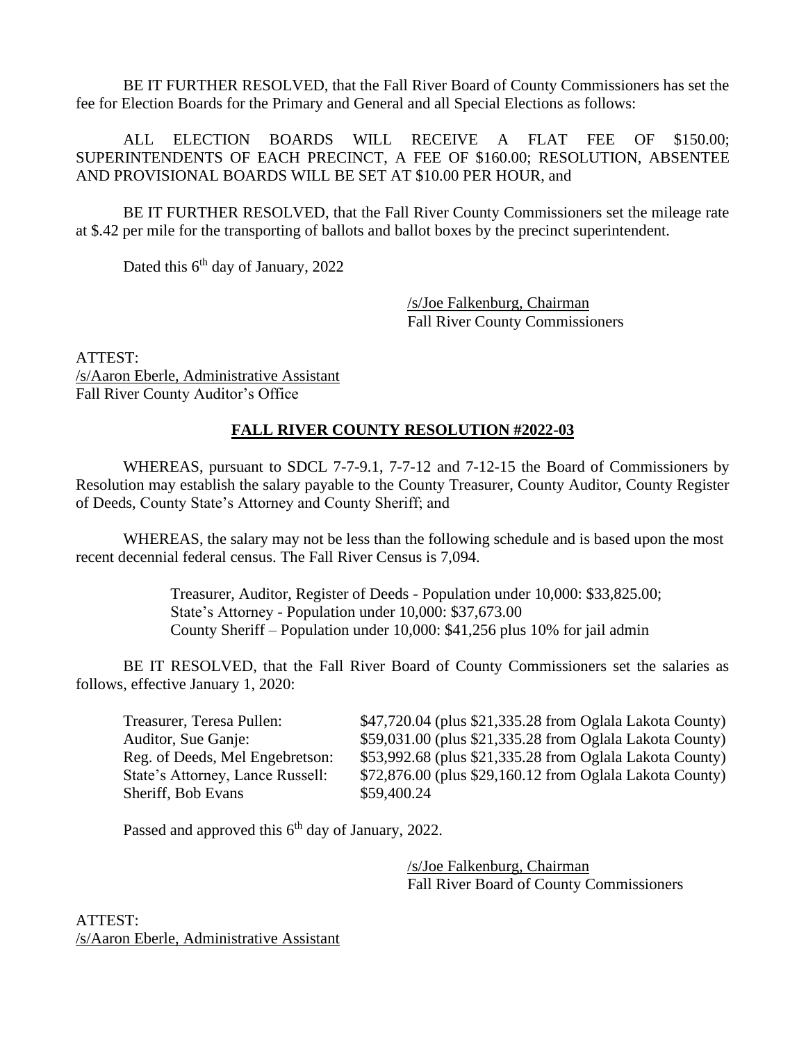BE IT FURTHER RESOLVED, that the Fall River Board of County Commissioners has set the fee for Election Boards for the Primary and General and all Special Elections as follows:

ALL ELECTION BOARDS WILL RECEIVE A FLAT FEE OF $150.00; SUPERINTENDENTS OF EACH PRECINCT, A FEE OF $160.00; RESOLUTION, ABSENTEE AND PROVISIONAL BOARDS WILL BE SET AT $10.00 PER HOUR, and

BE IT FURTHER RESOLVED, that the Fall River County Commissioners set the mileage rate at $.42 per mile for the transporting of ballots and ballot boxes by the precinct superintendent.

Dated this 6th day of January, 2022

/s/Joe Falkenburg, Chairman
Fall River County Commissioners

ATTEST:
/s/Aaron Eberle, Administrative Assistant
Fall River County Auditor's Office

## FALL RIVER COUNTY RESOLUTION #2022-03

WHEREAS, pursuant to SDCL 7-7-9.1, 7-7-12 and 7-12-15 the Board of Commissioners by Resolution may establish the salary payable to the County Treasurer, County Auditor, County Register of Deeds, County State's Attorney and County Sheriff; and

WHEREAS, the salary may not be less than the following schedule and is based upon the most recent decennial federal census. The Fall River Census is 7,094.

Treasurer, Auditor, Register of Deeds - Population under 10,000: $33,825.00;
State's Attorney - Population under 10,000: $37,673.00
County Sheriff – Population under 10,000: $41,256 plus 10% for jail admin

BE IT RESOLVED, that the Fall River Board of County Commissioners set the salaries as follows, effective January 1, 2020:

| | |
|---|---|
| Treasurer, Teresa Pullen: | $47,720.04 (plus $21,335.28 from Oglala Lakota County) |
| Auditor, Sue Ganje: | $59,031.00 (plus $21,335.28 from Oglala Lakota County) |
| Reg. of Deeds, Mel Engebretson: | $53,992.68 (plus $21,335.28 from Oglala Lakota County) |
| State's Attorney, Lance Russell: | $72,876.00 (plus $29,160.12 from Oglala Lakota County) |
| Sheriff, Bob Evans | $59,400.24 |

Passed and approved this 6th day of January, 2022.

/s/Joe Falkenburg, Chairman
Fall River Board of County Commissioners

ATTEST:
/s/Aaron Eberle, Administrative Assistant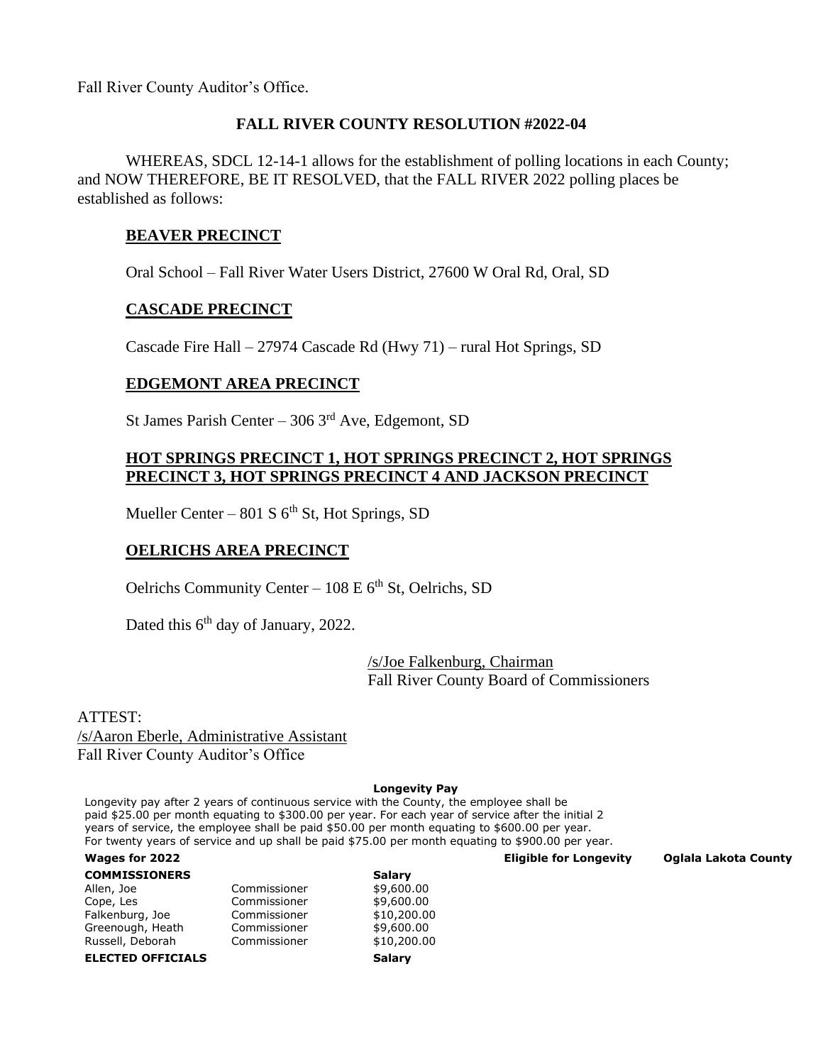Fall River County Auditor's Office.

**FALL RIVER COUNTY RESOLUTION #2022-04**

WHEREAS, SDCL 12-14-1 allows for the establishment of polling locations in each County; and NOW THEREFORE, BE IT RESOLVED, that the FALL RIVER 2022 polling places be established as follows:

**BEAVER PRECINCT**

Oral School – Fall River Water Users District, 27600 W Oral Rd, Oral, SD

**CASCADE PRECINCT**

Cascade Fire Hall – 27974 Cascade Rd (Hwy 71) – rural Hot Springs, SD

**EDGEMONT AREA PRECINCT**

St James Parish Center – 306 3rd Ave, Edgemont, SD

**HOT SPRINGS PRECINCT 1, HOT SPRINGS PRECINCT 2, HOT SPRINGS PRECINCT 3, HOT SPRINGS PRECINCT 4 AND JACKSON PRECINCT**

Mueller Center – 801 S 6th St, Hot Springs, SD

**OELRICHS AREA PRECINCT**

Oelrichs Community Center – 108 E 6th St, Oelrichs, SD

Dated this 6th day of January, 2022.

/s/Joe Falkenburg, Chairman
Fall River County Board of Commissioners

ATTEST:
/s/Aaron Eberle, Administrative Assistant
Fall River County Auditor's Office

**Longevity Pay**

Longevity pay after 2 years of continuous service with the County, the employee shall be paid $25.00 per month equating to $300.00 per year. For each year of service after the initial 2 years of service, the employee shall be paid $50.00 per month equating to $600.00 per year. For twenty years of service and up shall be paid $75.00 per month equating to $900.00 per year.

| **Wages for 2022** | | | **Eligible for Longevity** | **Oglala Lakota County** |
|---|---|---|---|---|
| **COMMISSIONERS** | | **Salary** | | |
| Allen, Joe | Commissioner | $9,600.00 | | |
| Cope, Les | Commissioner | $9,600.00 | | |
| Falkenburg, Joe | Commissioner | $10,200.00 | | |
| Greenough, Heath | Commissioner | $9,600.00 | | |
| Russell, Deborah | Commissioner | $10,200.00 | | |
| **ELECTED OFFICIALS** | | **Salary** | | |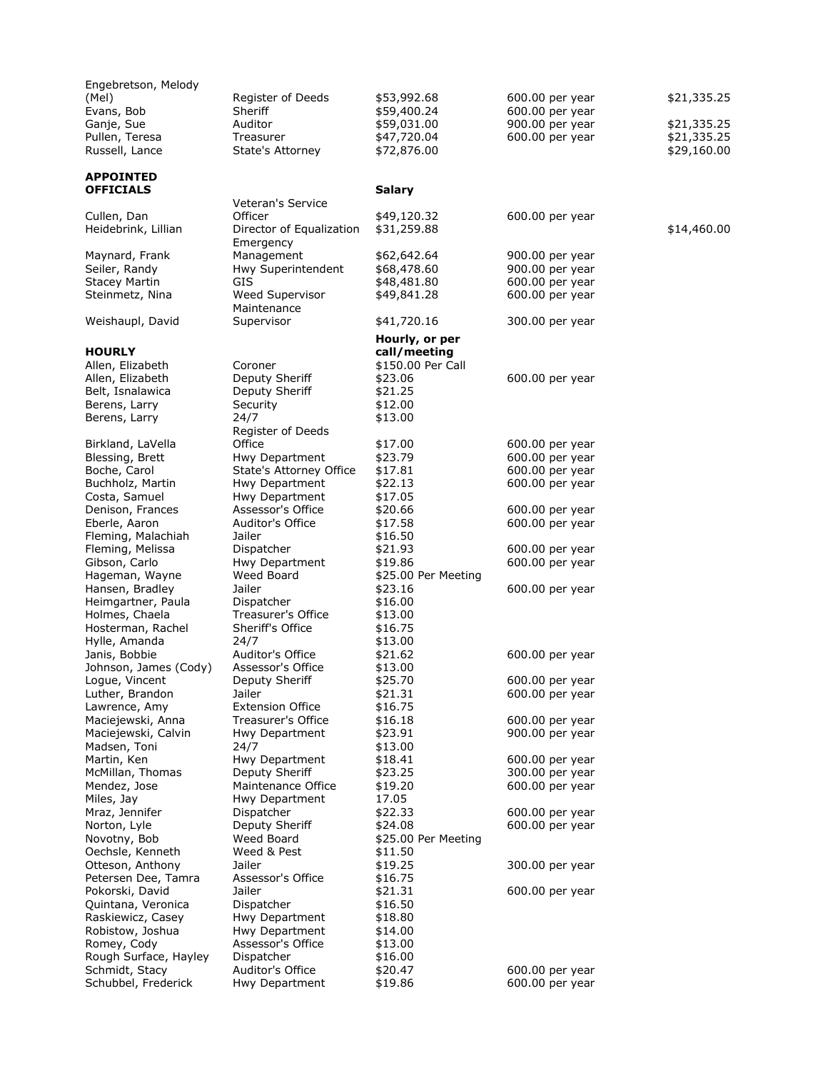| | | | | |
|---|---|---|---|---|
| Engebretson, Melody (Mel) | Register of Deeds | $53,992.68 | 600.00 per year | $21,335.25 |
| Evans, Bob | Sheriff | $59,400.24 | 600.00 per year | |
| Ganje, Sue | Auditor | $59,031.00 | 900.00 per year | $21,335.25 |
| Pullen, Teresa | Treasurer | $47,720.04 | 600.00 per year | $21,335.25 |
| Russell, Lance | State's Attorney | $72,876.00 | | $29,160.00 |
| **APPOINTED OFFICIALS** | | **Salary** | | |
| Cullen, Dan | Veteran's Service Officer | $49,120.32 | 600.00 per year | |
| Heidebrink, Lillian | Director of Equalization | $31,259.88 | | $14,460.00 |
| Maynard, Frank | Emergency Management | $62,642.64 | 900.00 per year | |
| Seiler, Randy | Hwy Superintendent | $68,478.60 | 900.00 per year | |
| Stacey Martin | GIS | $48,481.80 | 600.00 per year | |
| Steinmetz, Nina | Weed Supervisor | $49,841.28 | 600.00 per year | |
| Weishaupl, David | Maintenance Supervisor | $41,720.16 | 300.00 per year | |
| **HOURLY** | | **Hourly, or per call/meeting** | | |
| Allen, Elizabeth | Coroner | $150.00 Per Call | | |
| Allen, Elizabeth | Deputy Sheriff | $23.06 | 600.00 per year | |
| Belt, Isnalawica | Deputy Sheriff | $21.25 | | |
| Berens, Larry | Security | $12.00 | | |
| Berens, Larry | 24/7 | $13.00 | | |
| Birkland, LaVella | Register of Deeds Office | $17.00 | 600.00 per year | |
| Blessing, Brett | Hwy Department | $23.79 | 600.00 per year | |
| Boche, Carol | State's Attorney Office | $17.81 | 600.00 per year | |
| Buchholz, Martin | Hwy Department | $22.13 | 600.00 per year | |
| Costa, Samuel | Hwy Department | $17.05 | | |
| Denison, Frances | Assessor's Office | $20.66 | 600.00 per year | |
| Eberle, Aaron | Auditor's Office | $17.58 | 600.00 per year | |
| Fleming, Malachiah | Jailer | $16.50 | | |
| Fleming, Melissa | Dispatcher | $21.93 | 600.00 per year | |
| Gibson, Carlo | Hwy Department | $19.86 | 600.00 per year | |
| Hageman, Wayne | Weed Board | $25.00 Per Meeting | | |
| Hansen, Bradley | Jailer | $23.16 | 600.00 per year | |
| Heimgartner, Paula | Dispatcher | $16.00 | | |
| Holmes, Chaela | Treasurer's Office | $13.00 | | |
| Hosterman, Rachel | Sheriff's Office | $16.75 | | |
| Hylle, Amanda | 24/7 | $13.00 | | |
| Janis, Bobbie | Auditor's Office | $21.62 | 600.00 per year | |
| Johnson, James (Cody) | Assessor's Office | $13.00 | | |
| Logue, Vincent | Deputy Sheriff | $25.70 | 600.00 per year | |
| Luther, Brandon | Jailer | $21.31 | 600.00 per year | |
| Lawrence, Amy | Extension Office | $16.75 | | |
| Maciejewski, Anna | Treasurer's Office | $16.18 | 600.00 per year | |
| Maciejewski, Calvin | Hwy Department | $23.91 | 900.00 per year | |
| Madsen, Toni | 24/7 | $13.00 | | |
| Martin, Ken | Hwy Department | $18.41 | 600.00 per year | |
| McMillan, Thomas | Deputy Sheriff | $23.25 | 300.00 per year | |
| Mendez, Jose | Maintenance Office | $19.20 | 600.00 per year | |
| Miles, Jay | Hwy Department | 17.05 | | |
| Mraz, Jennifer | Dispatcher | $22.33 | 600.00 per year | |
| Norton, Lyle | Deputy Sheriff | $24.08 | 600.00 per year | |
| Novotny, Bob | Weed Board | $25.00 Per Meeting | | |
| Oechsle, Kenneth | Weed & Pest | $11.50 | | |
| Otteson, Anthony | Jailer | $19.25 | 300.00 per year | |
| Petersen Dee, Tamra | Assessor's Office | $16.75 | | |
| Pokorski, David | Jailer | $21.31 | 600.00 per year | |
| Quintana, Veronica | Dispatcher | $16.50 | | |
| Raskiewicz, Casey | Hwy Department | $18.80 | | |
| Robistow, Joshua | Hwy Department | $14.00 | | |
| Romey, Cody | Assessor's Office | $13.00 | | |
| Rough Surface, Hayley | Dispatcher | $16.00 | | |
| Schmidt, Stacy | Auditor's Office | $20.47 | 600.00 per year | |
| Schubbel, Frederick | Hwy Department | $19.86 | 600.00 per year | |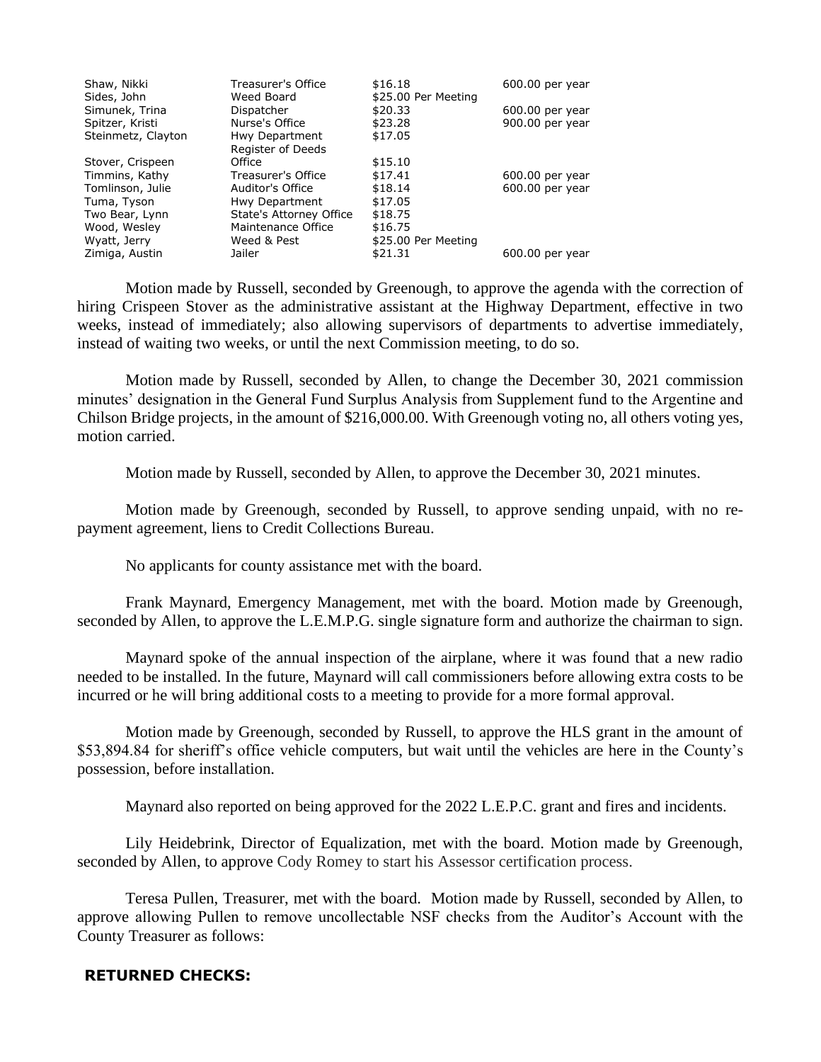| | | | |
|---|---|---|---|
| Shaw, Nikki | Treasurer's Office | $16.18 | 600.00 per year |
| Sides, John | Weed Board | $25.00 Per Meeting | |
| Simunek, Trina | Dispatcher | $20.33 | 600.00 per year |
| Spitzer, Kristi | Nurse's Office | $23.28 | 900.00 per year |
| Steinmetz, Clayton | Hwy Department | $17.05 | |
| Stover, Crispeen | Register of Deeds Office | $15.10 | |
| Timmins, Kathy | Treasurer's Office | $17.41 | 600.00 per year |
| Tomlinson, Julie | Auditor's Office | $18.14 | 600.00 per year |
| Tuma, Tyson | Hwy Department | $17.05 | |
| Two Bear, Lynn | State's Attorney Office | $18.75 | |
| Wood, Wesley | Maintenance Office | $16.75 | |
| Wyatt, Jerry | Weed & Pest | $25.00 Per Meeting | |
| Zimiga, Austin | Jailer | $21.31 | 600.00 per year |

Motion made by Russell, seconded by Greenough, to approve the agenda with the correction of hiring Crispeen Stover as the administrative assistant at the Highway Department, effective in two weeks, instead of immediately; also allowing supervisors of departments to advertise immediately, instead of waiting two weeks, or until the next Commission meeting, to do so.

Motion made by Russell, seconded by Allen, to change the December 30, 2021 commission minutes' designation in the General Fund Surplus Analysis from Supplement fund to the Argentine and Chilson Bridge projects, in the amount of $216,000.00. With Greenough voting no, all others voting yes, motion carried.

Motion made by Russell, seconded by Allen, to approve the December 30, 2021 minutes.

Motion made by Greenough, seconded by Russell, to approve sending unpaid, with no re-payment agreement, liens to Credit Collections Bureau.

No applicants for county assistance met with the board.

Frank Maynard, Emergency Management, met with the board. Motion made by Greenough, seconded by Allen, to approve the L.E.M.P.G. single signature form and authorize the chairman to sign.

Maynard spoke of the annual inspection of the airplane, where it was found that a new radio needed to be installed. In the future, Maynard will call commissioners before allowing extra costs to be incurred or he will bring additional costs to a meeting to provide for a more formal approval.

Motion made by Greenough, seconded by Russell, to approve the HLS grant in the amount of $53,894.84 for sheriff's office vehicle computers, but wait until the vehicles are here in the County's possession, before installation.

Maynard also reported on being approved for the 2022 L.E.P.C. grant and fires and incidents.

Lily Heidebrink, Director of Equalization, met with the board. Motion made by Greenough, seconded by Allen, to approve Cody Romey to start his Assessor certification process.

Teresa Pullen, Treasurer, met with the board. Motion made by Russell, seconded by Allen, to approve allowing Pullen to remove uncollectable NSF checks from the Auditor's Account with the County Treasurer as follows:

**RETURNED CHECKS:**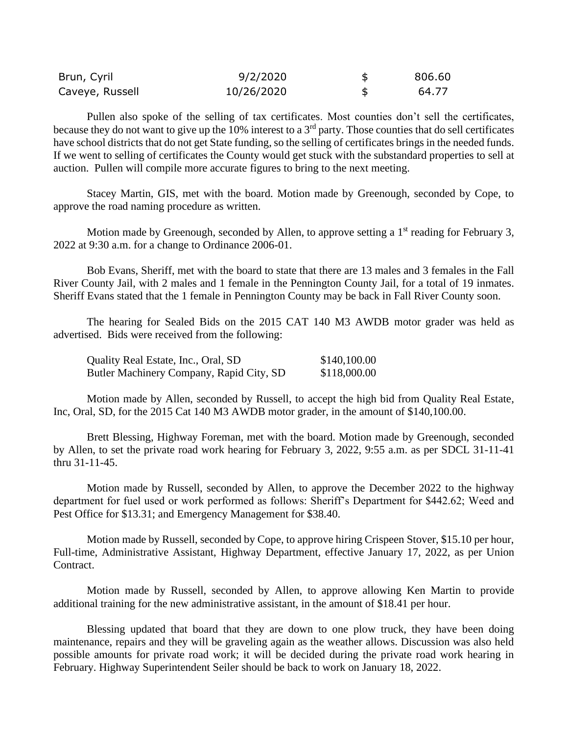| | | | |
|---|---|---|---|
| Brun, Cyril | 9/2/2020 | $ | 806.60 |
| Caveye, Russell | 10/26/2020 | $ | 64.77 |

Pullen also spoke of the selling of tax certificates. Most counties don't sell the certificates, because they do not want to give up the 10% interest to a 3rd party. Those counties that do sell certificates have school districts that do not get State funding, so the selling of certificates brings in the needed funds. If we went to selling of certificates the County would get stuck with the substandard properties to sell at auction. Pullen will compile more accurate figures to bring to the next meeting.

Stacey Martin, GIS, met with the board. Motion made by Greenough, seconded by Cope, to approve the road naming procedure as written.

Motion made by Greenough, seconded by Allen, to approve setting a 1st reading for February 3, 2022 at 9:30 a.m. for a change to Ordinance 2006-01.

Bob Evans, Sheriff, met with the board to state that there are 13 males and 3 females in the Fall River County Jail, with 2 males and 1 female in the Pennington County Jail, for a total of 19 inmates. Sheriff Evans stated that the 1 female in Pennington County may be back in Fall River County soon.

The hearing for Sealed Bids on the 2015 CAT 140 M3 AWDB motor grader was held as advertised. Bids were received from the following:

| | |
|---|---|
| Quality Real Estate, Inc., Oral, SD | $140,100.00 |
| Butler Machinery Company, Rapid City, SD | $118,000.00 |

Motion made by Allen, seconded by Russell, to accept the high bid from Quality Real Estate, Inc, Oral, SD, for the 2015 Cat 140 M3 AWDB motor grader, in the amount of $140,100.00.

Brett Blessing, Highway Foreman, met with the board. Motion made by Greenough, seconded by Allen, to set the private road work hearing for February 3, 2022, 9:55 a.m. as per SDCL 31-11-41 thru 31-11-45.

Motion made by Russell, seconded by Allen, to approve the December 2022 to the highway department for fuel used or work performed as follows: Sheriff's Department for $442.62; Weed and Pest Office for $13.31; and Emergency Management for $38.40.

Motion made by Russell, seconded by Cope, to approve hiring Crispeen Stover, $15.10 per hour, Full-time, Administrative Assistant, Highway Department, effective January 17, 2022, as per Union Contract.

Motion made by Russell, seconded by Allen, to approve allowing Ken Martin to provide additional training for the new administrative assistant, in the amount of $18.41 per hour.

Blessing updated that board that they are down to one plow truck, they have been doing maintenance, repairs and they will be graveling again as the weather allows. Discussion was also held possible amounts for private road work; it will be decided during the private road work hearing in February. Highway Superintendent Seiler should be back to work on January 18, 2022.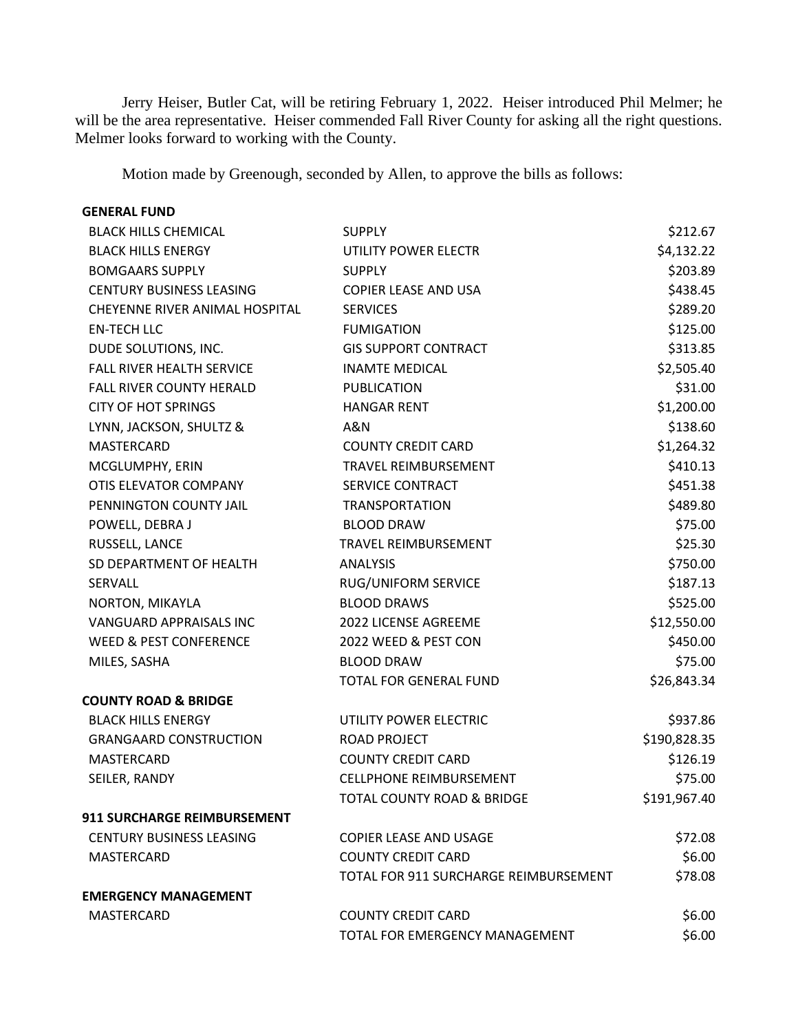Jerry Heiser, Butler Cat, will be retiring February 1, 2022. Heiser introduced Phil Melmer; he will be the area representative. Heiser commended Fall River County for asking all the right questions. Melmer looks forward to working with the County.

Motion made by Greenough, seconded by Allen, to approve the bills as follows:

| | | |
|---|---|---|
| **GENERAL FUND** | | |
| BLACK HILLS CHEMICAL | SUPPLY | $212.67 |
| BLACK HILLS ENERGY | UTILITY POWER ELECTR | $4,132.22 |
| BOMGAARS SUPPLY | SUPPLY | $203.89 |
| CENTURY BUSINESS LEASING | COPIER LEASE AND USA | $438.45 |
| CHEYENNE RIVER ANIMAL HOSPITAL | SERVICES | $289.20 |
| EN-TECH LLC | FUMIGATION | $125.00 |
| DUDE SOLUTIONS, INC. | GIS SUPPORT CONTRACT | $313.85 |
| FALL RIVER HEALTH SERVICE | INAMTE MEDICAL | $2,505.40 |
| FALL RIVER COUNTY HERALD | PUBLICATION | $31.00 |
| CITY OF HOT SPRINGS | HANGAR RENT | $1,200.00 |
| LYNN, JACKSON, SHULTZ & | A&N | $138.60 |
| MASTERCARD | COUNTY CREDIT CARD | $1,264.32 |
| MCGLUMPHY, ERIN | TRAVEL REIMBURSEMENT | $410.13 |
| OTIS ELEVATOR COMPANY | SERVICE CONTRACT | $451.38 |
| PENNINGTON COUNTY JAIL | TRANSPORTATION | $489.80 |
| POWELL, DEBRA J | BLOOD DRAW | $75.00 |
| RUSSELL, LANCE | TRAVEL REIMBURSEMENT | $25.30 |
| SD DEPARTMENT OF HEALTH | ANALYSIS | $750.00 |
| SERVALL | RUG/UNIFORM SERVICE | $187.13 |
| NORTON, MIKAYLA | BLOOD DRAWS | $525.00 |
| VANGUARD APPRAISALS INC | 2022 LICENSE AGREEME | $12,550.00 |
| WEED & PEST CONFERENCE | 2022 WEED & PEST CON | $450.00 |
| MILES, SASHA | BLOOD DRAW | $75.00 |
| | TOTAL FOR GENERAL FUND | $26,843.34 |
| **COUNTY ROAD & BRIDGE** | | |
| BLACK HILLS ENERGY | UTILITY POWER ELECTRIC | $937.86 |
| GRANGAARD CONSTRUCTION | ROAD PROJECT | $190,828.35 |
| MASTERCARD | COUNTY CREDIT CARD | $126.19 |
| SEILER, RANDY | CELLPHONE REIMBURSEMENT | $75.00 |
| | TOTAL COUNTY ROAD & BRIDGE | $191,967.40 |
| **911 SURCHARGE REIMBURSEMENT** | | |
| CENTURY BUSINESS LEASING | COPIER LEASE AND USAGE | $72.08 |
| MASTERCARD | COUNTY CREDIT CARD | $6.00 |
| | TOTAL FOR 911 SURCHARGE REIMBURSEMENT | $78.08 |
| **EMERGENCY MANAGEMENT** | | |
| MASTERCARD | COUNTY CREDIT CARD | $6.00 |
| | TOTAL FOR EMERGENCY MANAGEMENT | $6.00 |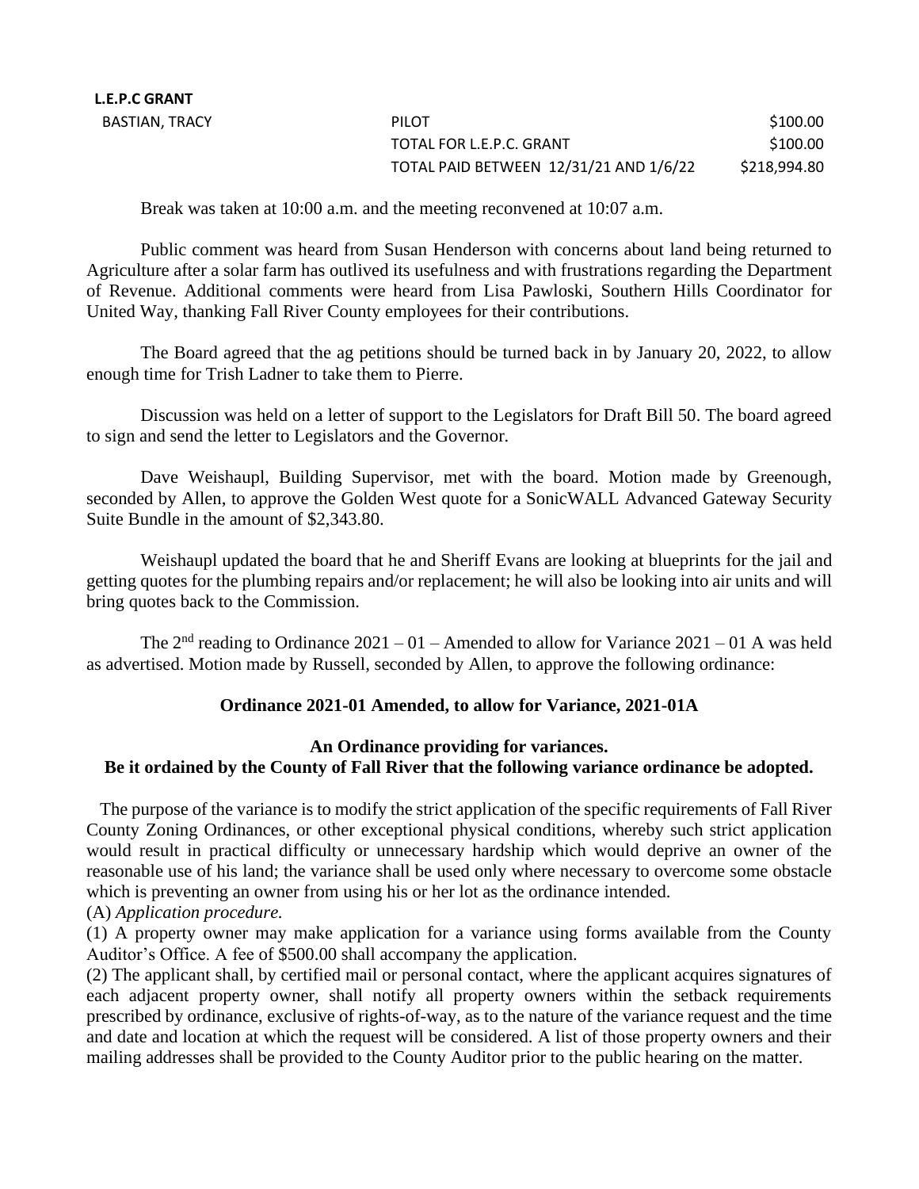**L.E.P.C GRANT**

| | | |
|---|---|---|
| BASTIAN, TRACY | PILOT | \$100.00 |
| | TOTAL FOR L.E.P.C. GRANT | \$100.00 |
| | TOTAL PAID BETWEEN 12/31/21 AND 1/6/22 | \$218,994.80 |

Break was taken at 10:00 a.m. and the meeting reconvened at 10:07 a.m.

Public comment was heard from Susan Henderson with concerns about land being returned to Agriculture after a solar farm has outlived its usefulness and with frustrations regarding the Department of Revenue. Additional comments were heard from Lisa Pawloski, Southern Hills Coordinator for United Way, thanking Fall River County employees for their contributions.

The Board agreed that the ag petitions should be turned back in by January 20, 2022, to allow enough time for Trish Ladner to take them to Pierre.

Discussion was held on a letter of support to the Legislators for Draft Bill 50. The board agreed to sign and send the letter to Legislators and the Governor.

Dave Weishaupl, Building Supervisor, met with the board. Motion made by Greenough, seconded by Allen, to approve the Golden West quote for a SonicWALL Advanced Gateway Security Suite Bundle in the amount of \$2,343.80.

Weishaupl updated the board that he and Sheriff Evans are looking at blueprints for the jail and getting quotes for the plumbing repairs and/or replacement; he will also be looking into air units and will bring quotes back to the Commission.

The 2nd reading to Ordinance 2021 – 01 – Amended to allow for Variance 2021 – 01 A was held as advertised. Motion made by Russell, seconded by Allen, to approve the following ordinance:

**Ordinance 2021-01 Amended, to allow for Variance, 2021-01A**

**An Ordinance providing for variances.**
**Be it ordained by the County of Fall River that the following variance ordinance be adopted.**

The purpose of the variance is to modify the strict application of the specific requirements of Fall River County Zoning Ordinances, or other exceptional physical conditions, whereby such strict application would result in practical difficulty or unnecessary hardship which would deprive an owner of the reasonable use of his land; the variance shall be used only where necessary to overcome some obstacle which is preventing an owner from using his or her lot as the ordinance intended.

(A) *Application procedure.*

(1) A property owner may make application for a variance using forms available from the County Auditor's Office. A fee of \$500.00 shall accompany the application.

(2) The applicant shall, by certified mail or personal contact, where the applicant acquires signatures of each adjacent property owner, shall notify all property owners within the setback requirements prescribed by ordinance, exclusive of rights-of-way, as to the nature of the variance request and the time and date and location at which the request will be considered. A list of those property owners and their mailing addresses shall be provided to the County Auditor prior to the public hearing on the matter.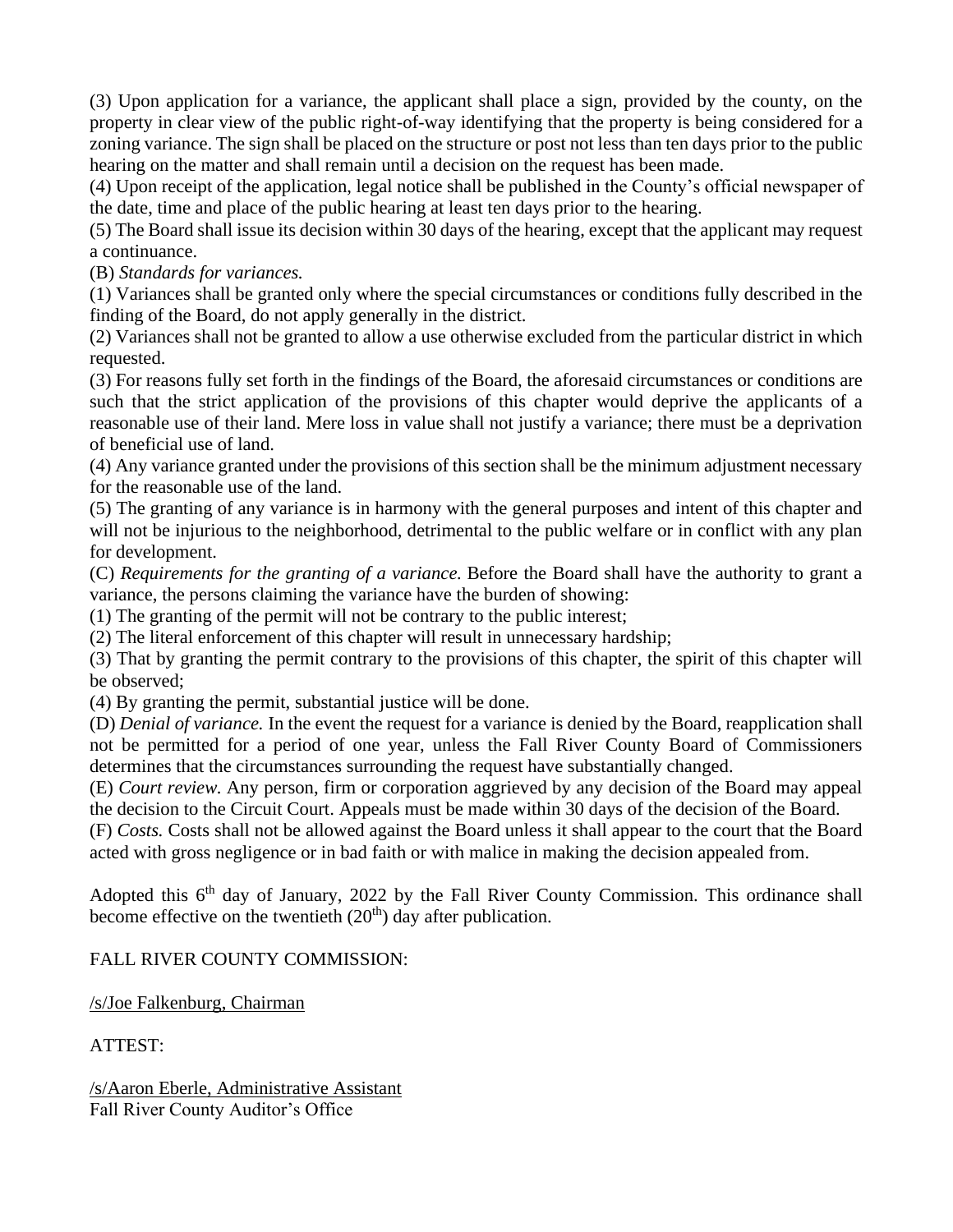(3) Upon application for a variance, the applicant shall place a sign, provided by the county, on the property in clear view of the public right-of-way identifying that the property is being considered for a zoning variance. The sign shall be placed on the structure or post not less than ten days prior to the public hearing on the matter and shall remain until a decision on the request has been made.

(4) Upon receipt of the application, legal notice shall be published in the County's official newspaper of the date, time and place of the public hearing at least ten days prior to the hearing.

(5) The Board shall issue its decision within 30 days of the hearing, except that the applicant may request a continuance.

(B) *Standards for variances.*

(1) Variances shall be granted only where the special circumstances or conditions fully described in the finding of the Board, do not apply generally in the district.

(2) Variances shall not be granted to allow a use otherwise excluded from the particular district in which requested.

(3) For reasons fully set forth in the findings of the Board, the aforesaid circumstances or conditions are such that the strict application of the provisions of this chapter would deprive the applicants of a reasonable use of their land. Mere loss in value shall not justify a variance; there must be a deprivation of beneficial use of land.

(4) Any variance granted under the provisions of this section shall be the minimum adjustment necessary for the reasonable use of the land.

(5) The granting of any variance is in harmony with the general purposes and intent of this chapter and will not be injurious to the neighborhood, detrimental to the public welfare or in conflict with any plan for development.

(C) *Requirements for the granting of a variance.* Before the Board shall have the authority to grant a variance, the persons claiming the variance have the burden of showing:

(1) The granting of the permit will not be contrary to the public interest;

(2) The literal enforcement of this chapter will result in unnecessary hardship;

(3) That by granting the permit contrary to the provisions of this chapter, the spirit of this chapter will be observed;

(4) By granting the permit, substantial justice will be done.

(D) *Denial of variance.* In the event the request for a variance is denied by the Board, reapplication shall not be permitted for a period of one year, unless the Fall River County Board of Commissioners determines that the circumstances surrounding the request have substantially changed.

(E) *Court review.* Any person, firm or corporation aggrieved by any decision of the Board may appeal the decision to the Circuit Court. Appeals must be made within 30 days of the decision of the Board.

(F) *Costs.* Costs shall not be allowed against the Board unless it shall appear to the court that the Board acted with gross negligence or in bad faith or with malice in making the decision appealed from.

Adopted this 6th day of January, 2022 by the Fall River County Commission. This ordinance shall become effective on the twentieth (20th) day after publication.

FALL RIVER COUNTY COMMISSION:

/s/Joe Falkenburg, Chairman

ATTEST:

/s/Aaron Eberle, Administrative Assistant
Fall River County Auditor's Office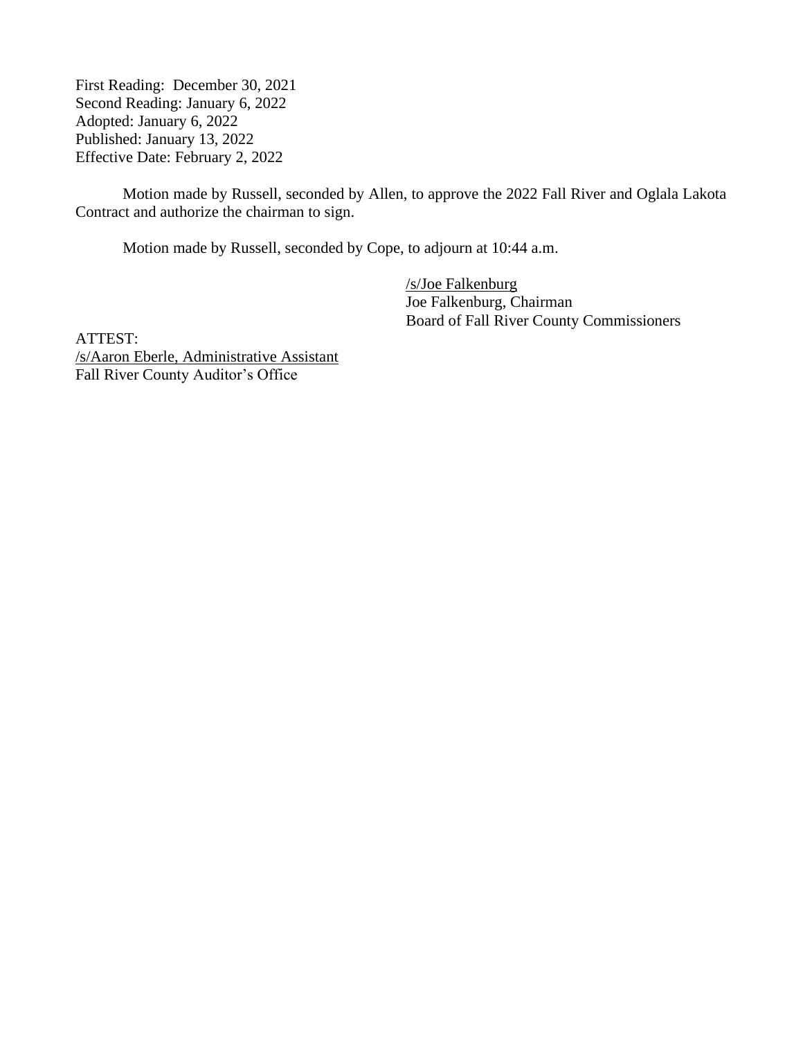First Reading: December 30, 2021
Second Reading: January 6, 2022
Adopted: January 6, 2022
Published: January 13, 2022
Effective Date: February 2, 2022

Motion made by Russell, seconded by Allen, to approve the 2022 Fall River and Oglala Lakota Contract and authorize the chairman to sign.

Motion made by Russell, seconded by Cope, to adjourn at 10:44 a.m.

/s/Joe Falkenburg
Joe Falkenburg, Chairman
Board of Fall River County Commissioners

ATTEST:
/s/Aaron Eberle, Administrative Assistant
Fall River County Auditor's Office